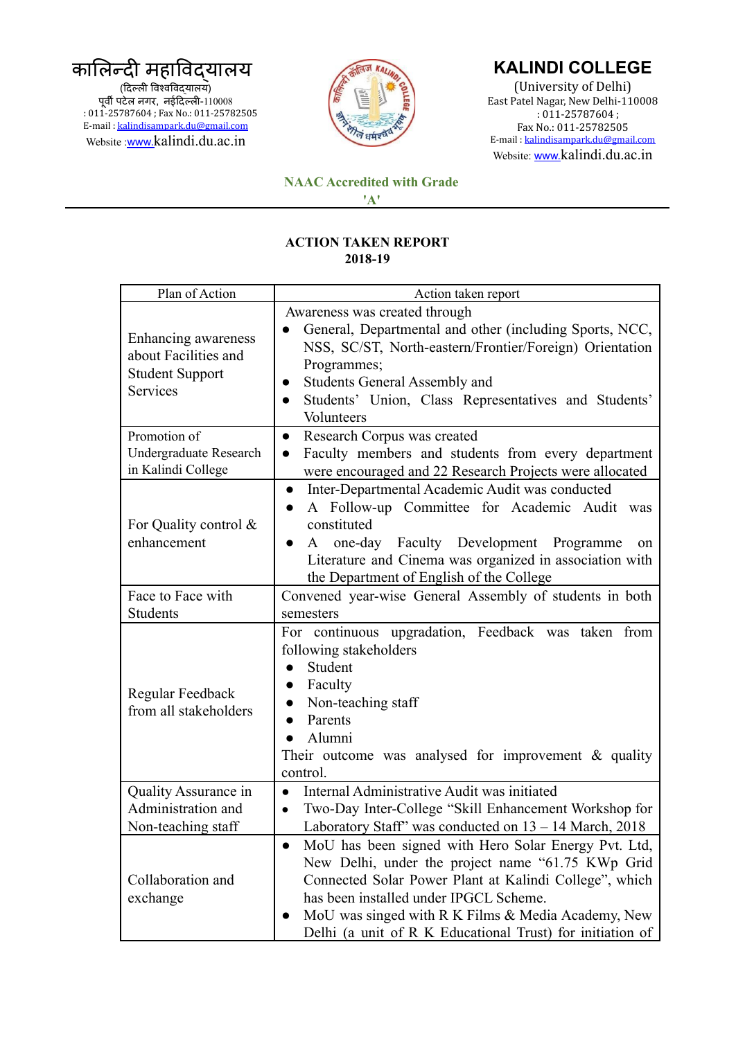कालिन्दी महाविद्यालय
(दिल्ली विश्वविद्यालय)
पूर्वी पटेल नगर, नईदिल्ली-110008
: 011-25787604 ; Fax No.: 011-25782505
E-mail : kalindisampark.du@gmail.com
Website :www.kalindi.du.ac.in

# KALINDI COLLEGE

(University of Delhi)
East Patel Nagar, New Delhi-110008
: 011-25787604 ;
Fax No.: 011-25782505
E-mail : kalindisampark.du@gmail.com
Website: www.kalindi.du.ac.in

**NAAC Accredited with Grade 'A'**

## ACTION TAKEN REPORT 2018-19

| Plan of Action | Action taken report |
|---|---|
| Enhancing awareness about Facilities and Student Support Services | Awareness was created through<br>● General, Departmental and other (including Sports, NCC, NSS, SC/ST, North-eastern/Frontier/Foreign) Orientation Programmes;<br>● Students General Assembly and<br>● Students' Union, Class Representatives and Students' Volunteers |
| Promotion of Undergraduate Research in Kalindi College | ● Research Corpus was created<br>● Faculty members and students from every department were encouraged and 22 Research Projects were allocated |
| For Quality control & enhancement | ● Inter-Departmental Academic Audit was conducted<br>● A Follow-up Committee for Academic Audit was constituted<br>● A one-day Faculty Development Programme on Literature and Cinema was organized in association with the Department of English of the College |
| Face to Face with Students | Convened year-wise General Assembly of students in both semesters |
| Regular Feedback from all stakeholders | For continuous upgradation, Feedback was taken from following stakeholders<br>● Student<br>● Faculty<br>● Non-teaching staff<br>● Parents<br>● Alumni<br>Their outcome was analysed for improvement & quality control. |
| Quality Assurance in Administration and Non-teaching staff | ● Internal Administrative Audit was initiated<br>● Two-Day Inter-College "Skill Enhancement Workshop for Laboratory Staff" was conducted on 13 – 14 March, 2018 |
| Collaboration and exchange | ● MoU has been signed with Hero Solar Energy Pvt. Ltd, New Delhi, under the project name "61.75 KWp Grid Connected Solar Power Plant at Kalindi College", which has been installed under IPGCL Scheme.<br>● MoU was singed with R K Films & Media Academy, New Delhi (a unit of R K Educational Trust) for initiation of |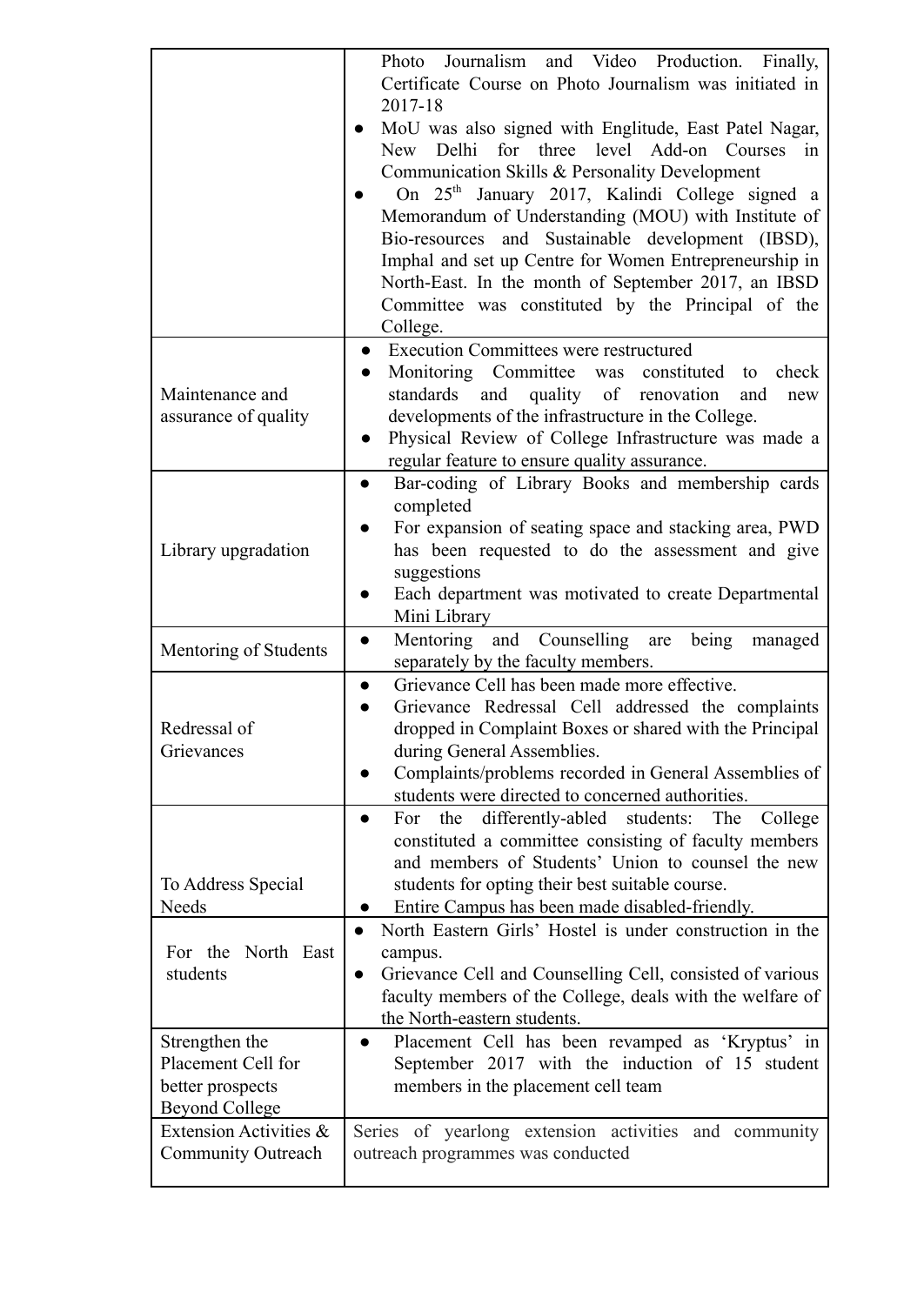| | |
|---|---|
| | Photo Journalism and Video Production. Finally, Certificate Course on Photo Journalism was initiated in 2017-18<br>● MoU was also signed with Englitude, East Patel Nagar, New Delhi for three level Add-on Courses in Communication Skills & Personality Development<br>● On 25th January 2017, Kalindi College signed a Memorandum of Understanding (MOU) with Institute of Bio-resources and Sustainable development (IBSD), Imphal and set up Centre for Women Entrepreneurship in North-East. In the month of September 2017, an IBSD Committee was constituted by the Principal of the College. |
| Maintenance and assurance of quality | ● Execution Committees were restructured<br>● Monitoring Committee was constituted to check standards and quality of renovation and new developments of the infrastructure in the College.<br>● Physical Review of College Infrastructure was made a regular feature to ensure quality assurance. |
| Library upgradation | ● Bar-coding of Library Books and membership cards completed<br>● For expansion of seating space and stacking area, PWD has been requested to do the assessment and give suggestions<br>● Each department was motivated to create Departmental Mini Library |
| Mentoring of Students | ● Mentoring and Counselling are being managed separately by the faculty members. |
| Redressal of Grievances | ● Grievance Cell has been made more effective.<br>● Grievance Redressal Cell addressed the complaints dropped in Complaint Boxes or shared with the Principal during General Assemblies.<br>● Complaints/problems recorded in General Assemblies of students were directed to concerned authorities. |
| To Address Special Needs | ● For the differently-abled students: The College constituted a committee consisting of faculty members and members of Students' Union to counsel the new students for opting their best suitable course.<br>● Entire Campus has been made disabled-friendly. |
| For the North East students | ● North Eastern Girls' Hostel is under construction in the campus.<br>● Grievance Cell and Counselling Cell, consisted of various faculty members of the College, deals with the welfare of the North-eastern students. |
| Strengthen the Placement Cell for better prospects Beyond College | ● Placement Cell has been revamped as 'Kryptus' in September 2017 with the induction of 15 student members in the placement cell team |
| Extension Activities & Community Outreach | Series of yearlong extension activities and community outreach programmes was conducted |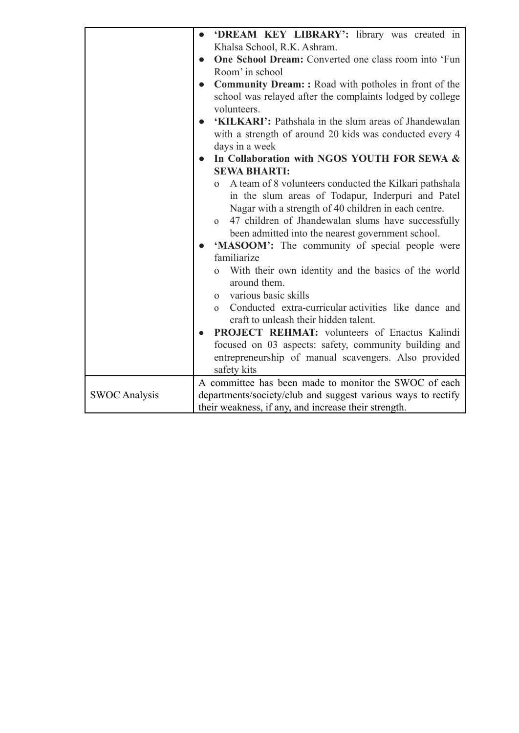| | |
|---|---|
| | • **'DREAM KEY LIBRARY':** library was created in Khalsa School, R.K. Ashram.<br>• **One School Dream:** Converted one class room into 'Fun Room' in school<br>• **Community Dream: :** Road with potholes in front of the school was relayed after the complaints lodged by college volunteers.<br>• **'KILKARI':** Pathshala in the slum areas of Jhandewalan with a strength of around 20 kids was conducted every 4 days in a week<br>• **In Collaboration with NGOS YOUTH FOR SEWA & SEWA BHARTI:**<br>  o A team of 8 volunteers conducted the Kilkari pathshala in the slum areas of Todapur, Inderpuri and Patel Nagar with a strength of 40 children in each centre.<br>  o 47 children of Jhandewalan slums have successfully been admitted into the nearest government school.<br>• **'MASOOM':** The community of special people were familiarize<br>  o With their own identity and the basics of the world around them.<br>  o various basic skills<br>  o Conducted extra-curricular activities like dance and craft to unleash their hidden talent.<br>• **PROJECT REHMAT:** volunteers of Enactus Kalindi focused on 03 aspects: safety, community building and entrepreneurship of manual scavengers. Also provided safety kits |
| SWOC Analysis | A committee has been made to monitor the SWOC of each departments/society/club and suggest various ways to rectify their weakness, if any, and increase their strength. |